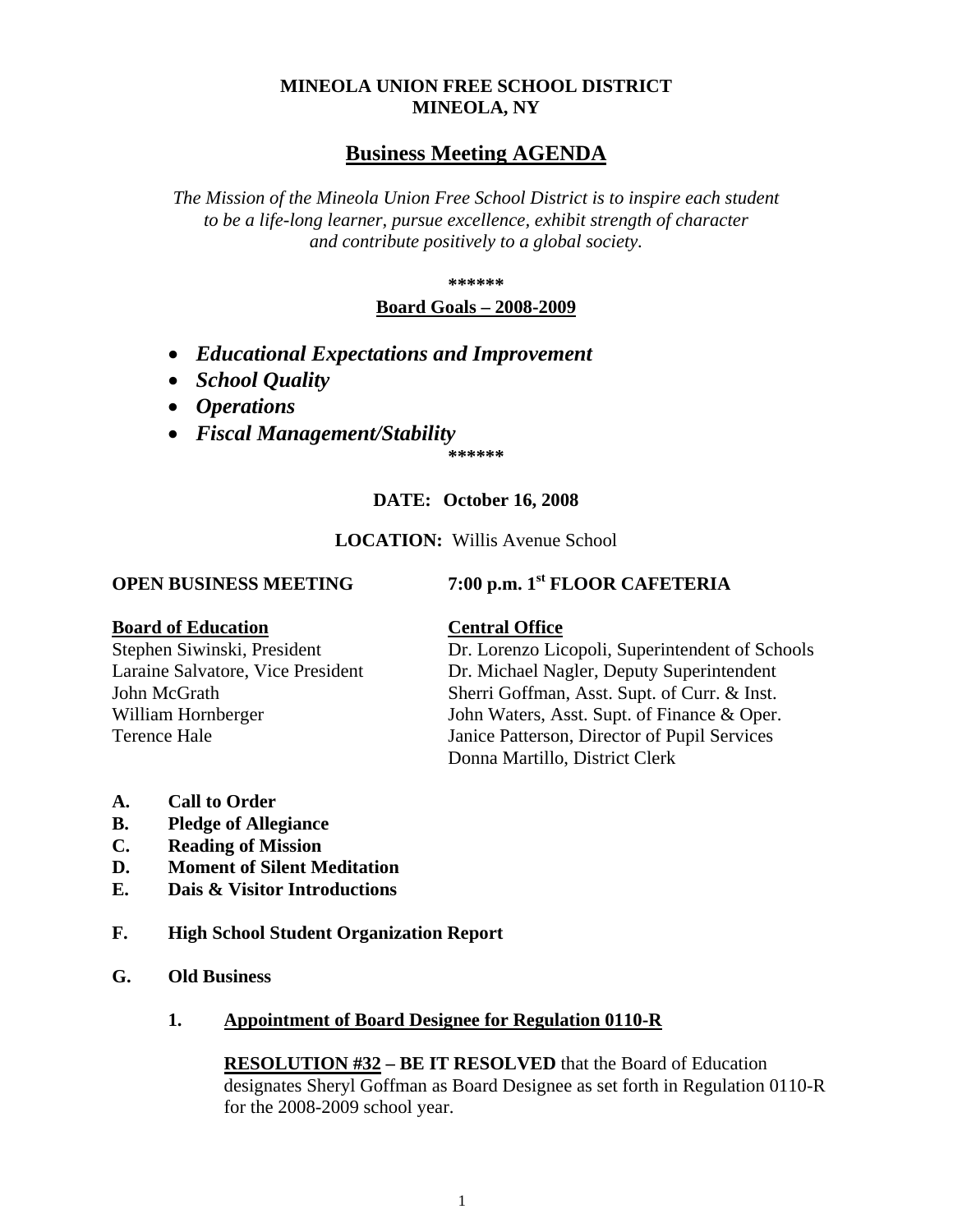**MINEOLA UNION FREE SCHOOL DISTRICT**
**MINEOLA, NY**

# Business Meeting AGENDA

*The Mission of the Mineola Union Free School District is to inspire each student to be a life-long learner, pursue excellence, exhibit strength of character and contribute positively to a global society.*

\*\*\*\*\*\*

**Board Goals – 2008-2009**

- ***Educational Expectations and Improvement***
- ***School Quality***
- ***Operations***
- ***Fiscal Management/Stability***

\*\*\*\*\*\*

**DATE: October 16, 2008**

**LOCATION:** Willis Avenue School

**OPEN BUSINESS MEETING** **7:00 p.m. 1st FLOOR CAFETERIA**

**Board of Education**
Stephen Siwinski, President
Laraine Salvatore, Vice President
John McGrath
William Hornberger
Terence Hale

**Central Office**
Dr. Lorenzo Licopoli, Superintendent of Schools
Dr. Michael Nagler, Deputy Superintendent
Sherri Goffman, Asst. Supt. of Curr. & Inst.
John Waters, Asst. Supt. of Finance & Oper.
Janice Patterson, Director of Pupil Services
Donna Martillo, District Clerk

**A. Call to Order**
**B. Pledge of Allegiance**
**C. Reading of Mission**
**D. Moment of Silent Meditation**
**E. Dais & Visitor Introductions**

**F. High School Student Organization Report**

**G. Old Business**

**1. Appointment of Board Designee for Regulation 0110-R**

**RESOLUTION #32 – BE IT RESOLVED** that the Board of Education designates Sheryl Goffman as Board Designee as set forth in Regulation 0110-R for the 2008-2009 school year.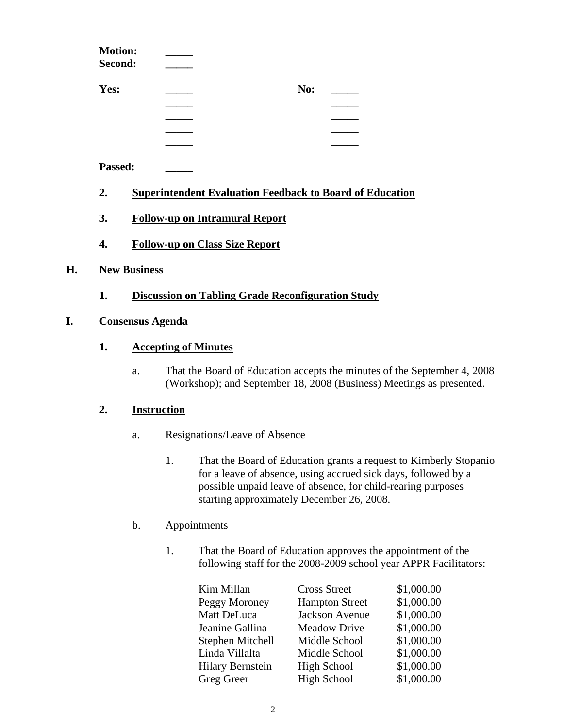**Motion:** _____
**Second:** _____

**Yes:** _____ **No:** _____
_____ _____
_____ _____
_____ _____
_____ _____

**Passed:** _____

**2. Superintendent Evaluation Feedback to Board of Education**

**3. Follow-up on Intramural Report**

**4. Follow-up on Class Size Report**

**H. New Business**

**1. Discussion on Tabling Grade Reconfiguration Study**

**I. Consensus Agenda**

**1. Accepting of Minutes**

a. That the Board of Education accepts the minutes of the September 4, 2008 (Workshop); and September 18, 2008 (Business) Meetings as presented.

**2. Instruction**

a. Resignations/Leave of Absence

1. That the Board of Education grants a request to Kimberly Stopanio for a leave of absence, using accrued sick days, followed by a possible unpaid leave of absence, for child-rearing purposes starting approximately December 26, 2008.

b. Appointments

1. That the Board of Education approves the appointment of the following staff for the 2008-2009 school year APPR Facilitators:

| | | |
|---|---|---|
| Kim Millan | Cross Street | $1,000.00 |
| Peggy Moroney | Hampton Street | $1,000.00 |
| Matt DeLuca | Jackson Avenue | $1,000.00 |
| Jeanine Gallina | Meadow Drive | $1,000.00 |
| Stephen Mitchell | Middle School | $1,000.00 |
| Linda Villalta | Middle School | $1,000.00 |
| Hilary Bernstein | High School | $1,000.00 |
| Greg Greer | High School | $1,000.00 |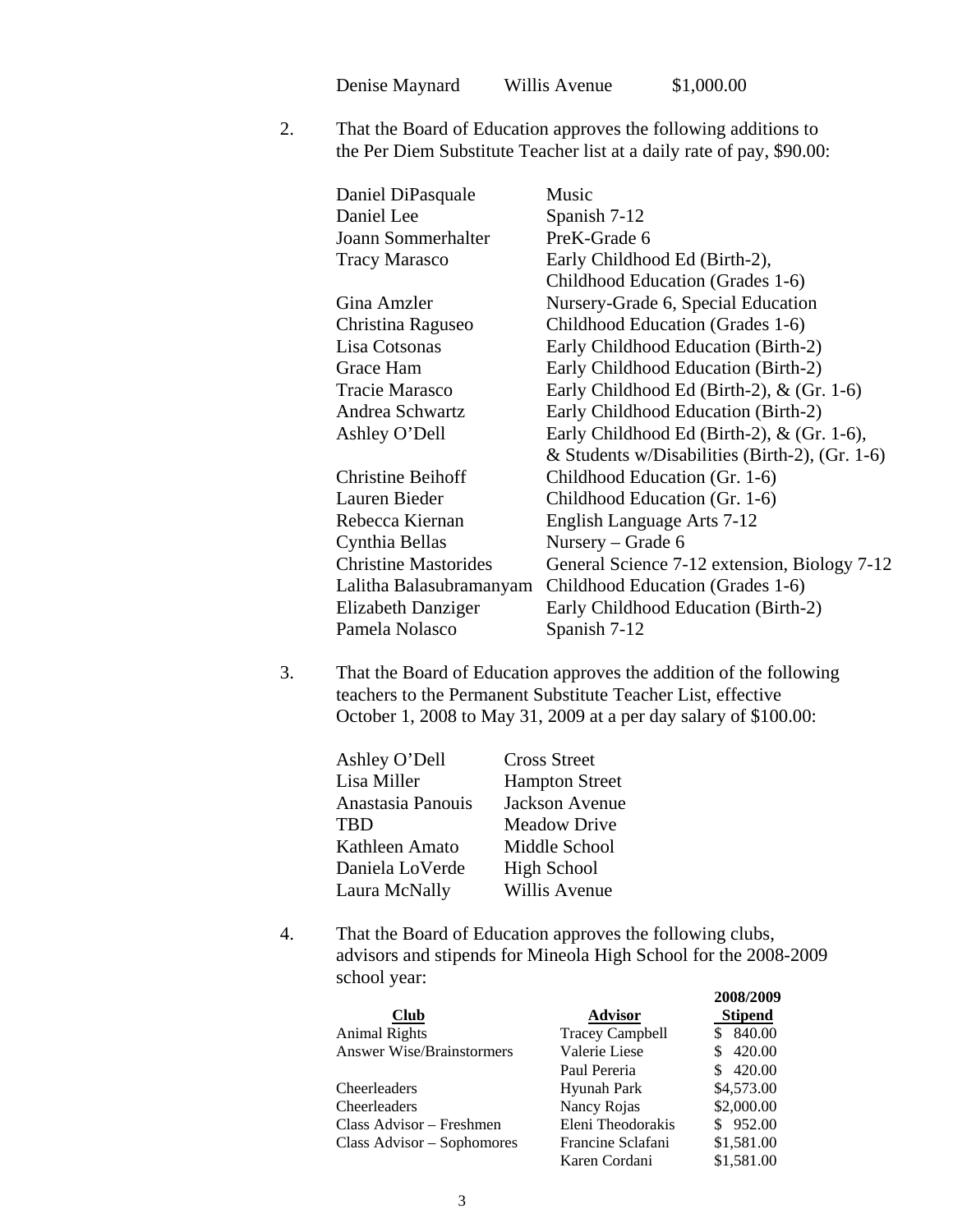| | | |
|---|---|---|
| Denise Maynard | Willis Avenue | $1,000.00 |

2. That the Board of Education approves the following additions to the Per Diem Substitute Teacher list at a daily rate of pay, $90.00:

| | |
|---|---|
| Daniel DiPasquale | Music |
| Daniel Lee | Spanish 7-12 |
| Joann Sommerhalter | PreK-Grade 6 |
| Tracy Marasco | Early Childhood Ed (Birth-2), Childhood Education (Grades 1-6) |
| Gina Amzler | Nursery-Grade 6, Special Education |
| Christina Raguseo | Childhood Education (Grades 1-6) |
| Lisa Cotsonas | Early Childhood Education (Birth-2) |
| Grace Ham | Early Childhood Education (Birth-2) |
| Tracie Marasco | Early Childhood Ed (Birth-2), & (Gr. 1-6) |
| Andrea Schwartz | Early Childhood Education (Birth-2) |
| Ashley O'Dell | Early Childhood Ed (Birth-2), & (Gr. 1-6), & Students w/Disabilities (Birth-2), (Gr. 1-6) |
| Christine Beihoff | Childhood Education (Gr. 1-6) |
| Lauren Bieder | Childhood Education (Gr. 1-6) |
| Rebecca Kiernan | English Language Arts 7-12 |
| Cynthia Bellas | Nursery – Grade 6 |
| Christine Mastorides | General Science 7-12 extension, Biology 7-12 |
| Lalitha Balasubramanyam | Childhood Education (Grades 1-6) |
| Elizabeth Danziger | Early Childhood Education (Birth-2) |
| Pamela Nolasco | Spanish 7-12 |

3. That the Board of Education approves the addition of the following teachers to the Permanent Substitute Teacher List, effective October 1, 2008 to May 31, 2009 at a per day salary of $100.00:

| | |
|---|---|
| Ashley O'Dell | Cross Street |
| Lisa Miller | Hampton Street |
| Anastasia Panouis | Jackson Avenue |
| TBD | Meadow Drive |
| Kathleen Amato | Middle School |
| Daniela LoVerde | High School |
| Laura McNally | Willis Avenue |

4. That the Board of Education approves the following clubs, advisors and stipends for Mineola High School for the 2008-2009 school year:

| Club | Advisor | 2008/2009 Stipend |
|---|---|---|
| Animal Rights | Tracey Campbell | $ 840.00 |
| Answer Wise/Brainstormers | Valerie Liese | $ 420.00 |
| | Paul Pereria | $ 420.00 |
| Cheerleaders | Hyunah Park | $4,573.00 |
| Cheerleaders | Nancy Rojas | $2,000.00 |
| Class Advisor – Freshmen | Eleni Theodorakis | $ 952.00 |
| Class Advisor – Sophomores | Francine Sclafani | $1,581.00 |
| | Karen Cordani | $1,581.00 |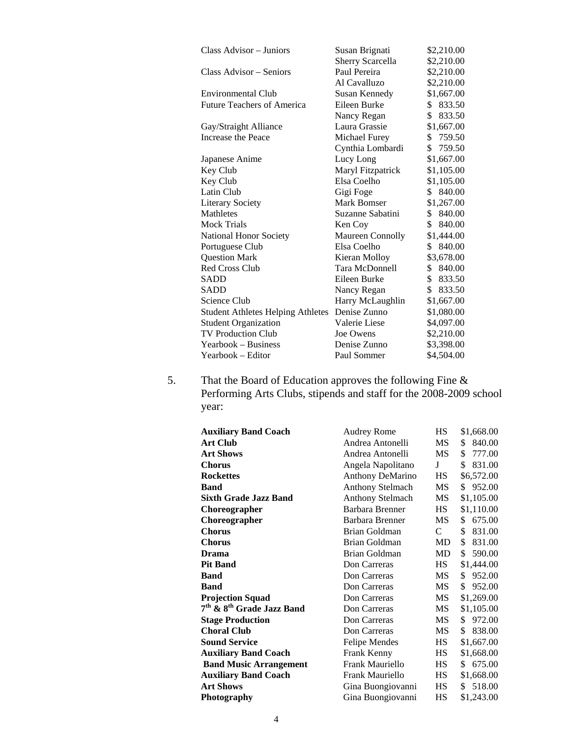| | | |
|---|---|---|
| Class Advisor – Juniors | Susan Brignati | $2,210.00 |
| | Sherry Scarcella | $2,210.00 |
| Class Advisor – Seniors | Paul Pereira | $2,210.00 |
| | Al Cavalluzo | $2,210.00 |
| Environmental Club | Susan Kennedy | $1,667.00 |
| Future Teachers of America | Eileen Burke | $ 833.50 |
| | Nancy Regan | $ 833.50 |
| Gay/Straight Alliance | Laura Grassie | $1,667.00 |
| Increase the Peace | Michael Furey | $ 759.50 |
| | Cynthia Lombardi | $ 759.50 |
| Japanese Anime | Lucy Long | $1,667.00 |
| Key Club | Maryl Fitzpatrick | $1,105.00 |
| Key Club | Elsa Coelho | $1,105.00 |
| Latin Club | Gigi Foge | $ 840.00 |
| Literary Society | Mark Bomser | $1,267.00 |
| Mathletes | Suzanne Sabatini | $ 840.00 |
| Mock Trials | Ken Coy | $ 840.00 |
| National Honor Society | Maureen Connolly | $1,444.00 |
| Portuguese Club | Elsa Coelho | $ 840.00 |
| Question Mark | Kieran Molloy | $3,678.00 |
| Red Cross Club | Tara McDonnell | $ 840.00 |
| SADD | Eileen Burke | $ 833.50 |
| SADD | Nancy Regan | $ 833.50 |
| Science Club | Harry McLaughlin | $1,667.00 |
| Student Athletes Helping Athletes | Denise Zunno | $1,080.00 |
| Student Organization | Valerie Liese | $4,097.00 |
| TV Production Club | Joe Owens | $2,210.00 |
| Yearbook – Business | Denise Zunno | $3,398.00 |
| Yearbook – Editor | Paul Sommer | $4,504.00 |

5. That the Board of Education approves the following Fine & Performing Arts Clubs, stipends and staff for the 2008-2009 school year:

| | | | |
|---|---|---|---|
| **Auxiliary Band Coach** | Audrey Rome | HS | $1,668.00 |
| **Art Club** | Andrea Antonelli | MS | $ 840.00 |
| **Art Shows** | Andrea Antonelli | MS | $ 777.00 |
| **Chorus** | Angela Napolitano | J | $ 831.00 |
| **Rockettes** | Anthony DeMarino | HS | $6,572.00 |
| **Band** | Anthony Stelmach | MS | $ 952.00 |
| **Sixth Grade Jazz Band** | Anthony Stelmach | MS | $1,105.00 |
| **Choreographer** | Barbara Brenner | HS | $1,110.00 |
| **Choreographer** | Barbara Brenner | MS | $ 675.00 |
| **Chorus** | Brian Goldman | C | $ 831.00 |
| **Chorus** | Brian Goldman | MD | $ 831.00 |
| **Drama** | Brian Goldman | MD | $ 590.00 |
| **Pit Band** | Don Carreras | HS | $1,444.00 |
| **Band** | Don Carreras | MS | $ 952.00 |
| **Band** | Don Carreras | MS | $ 952.00 |
| **Projection Squad** | Don Carreras | MS | $1,269.00 |
| **7th & 8th Grade Jazz Band** | Don Carreras | MS | $1,105.00 |
| **Stage Production** | Don Carreras | MS | $ 972.00 |
| **Choral Club** | Don Carreras | MS | $ 838.00 |
| **Sound Service** | Felipe Mendes | HS | $1,667.00 |
| **Auxiliary Band Coach** | Frank Kenny | HS | $1,668.00 |
| **Band Music Arrangement** | Frank Mauriello | HS | $ 675.00 |
| **Auxiliary Band Coach** | Frank Mauriello | HS | $1,668.00 |
| **Art Shows** | Gina Buongiovanni | HS | $ 518.00 |
| **Photography** | Gina Buongiovanni | HS | $1,243.00 |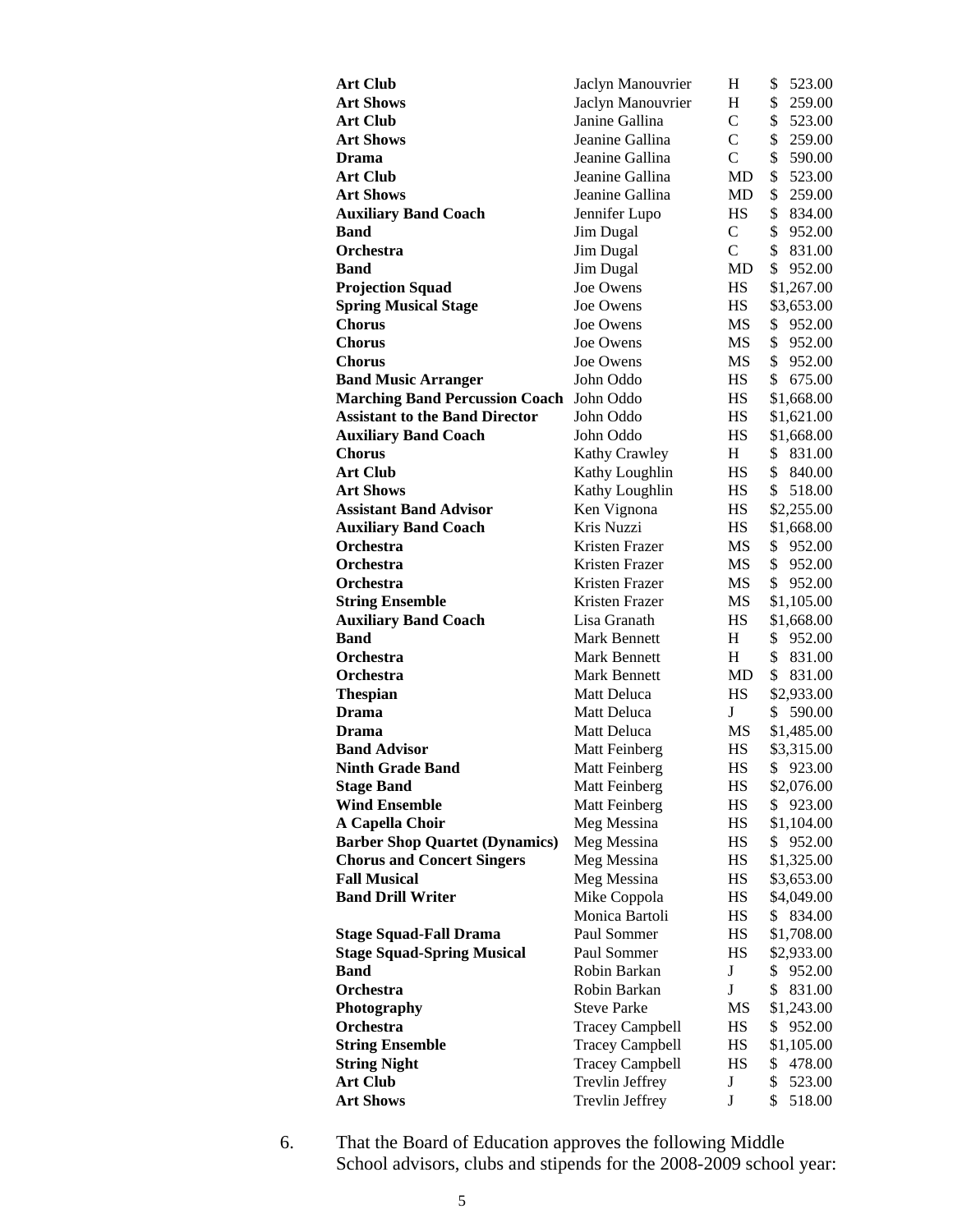| | | | |
|---|---|---|---|
| **Art Club** | Jaclyn Manouvrier | H | $ 523.00 |
| **Art Shows** | Jaclyn Manouvrier | H | $ 259.00 |
| **Art Club** | Janine Gallina | C | $ 523.00 |
| **Art Shows** | Jeanine Gallina | C | $ 259.00 |
| **Drama** | Jeanine Gallina | C | $ 590.00 |
| **Art Club** | Jeanine Gallina | MD | $ 523.00 |
| **Art Shows** | Jeanine Gallina | MD | $ 259.00 |
| **Auxiliary Band Coach** | Jennifer Lupo | HS | $ 834.00 |
| **Band** | Jim Dugal | C | $ 952.00 |
| **Orchestra** | Jim Dugal | C | $ 831.00 |
| **Band** | Jim Dugal | MD | $ 952.00 |
| **Projection Squad** | Joe Owens | HS | $1,267.00 |
| **Spring Musical Stage** | Joe Owens | HS | $3,653.00 |
| **Chorus** | Joe Owens | MS | $ 952.00 |
| **Chorus** | Joe Owens | MS | $ 952.00 |
| **Chorus** | Joe Owens | MS | $ 952.00 |
| **Band Music Arranger** | John Oddo | HS | $ 675.00 |
| **Marching Band Percussion Coach** | John Oddo | HS | $1,668.00 |
| **Assistant to the Band Director** | John Oddo | HS | $1,621.00 |
| **Auxiliary Band Coach** | John Oddo | HS | $1,668.00 |
| **Chorus** | Kathy Crawley | H | $ 831.00 |
| **Art Club** | Kathy Loughlin | HS | $ 840.00 |
| **Art Shows** | Kathy Loughlin | HS | $ 518.00 |
| **Assistant Band Advisor** | Ken Vignona | HS | $2,255.00 |
| **Auxiliary Band Coach** | Kris Nuzzi | HS | $1,668.00 |
| **Orchestra** | Kristen Frazer | MS | $ 952.00 |
| **Orchestra** | Kristen Frazer | MS | $ 952.00 |
| **Orchestra** | Kristen Frazer | MS | $ 952.00 |
| **String Ensemble** | Kristen Frazer | MS | $1,105.00 |
| **Auxiliary Band Coach** | Lisa Granath | HS | $1,668.00 |
| **Band** | Mark Bennett | H | $ 952.00 |
| **Orchestra** | Mark Bennett | H | $ 831.00 |
| **Orchestra** | Mark Bennett | MD | $ 831.00 |
| **Thespian** | Matt Deluca | HS | $2,933.00 |
| **Drama** | Matt Deluca | J | $ 590.00 |
| **Drama** | Matt Deluca | MS | $1,485.00 |
| **Band Advisor** | Matt Feinberg | HS | $3,315.00 |
| **Ninth Grade Band** | Matt Feinberg | HS | $ 923.00 |
| **Stage Band** | Matt Feinberg | HS | $2,076.00 |
| **Wind Ensemble** | Matt Feinberg | HS | $ 923.00 |
| **A Capella Choir** | Meg Messina | HS | $1,104.00 |
| **Barber Shop Quartet (Dynamics)** | Meg Messina | HS | $ 952.00 |
| **Chorus and Concert Singers** | Meg Messina | HS | $1,325.00 |
| **Fall Musical** | Meg Messina | HS | $3,653.00 |
| **Band Drill Writer** | Mike Coppola | HS | $4,049.00 |
| | Monica Bartoli | HS | $ 834.00 |
| **Stage Squad-Fall Drama** | Paul Sommer | HS | $1,708.00 |
| **Stage Squad-Spring Musical** | Paul Sommer | HS | $2,933.00 |
| **Band** | Robin Barkan | J | $ 952.00 |
| **Orchestra** | Robin Barkan | J | $ 831.00 |
| **Photography** | Steve Parke | MS | $1,243.00 |
| **Orchestra** | Tracey Campbell | HS | $ 952.00 |
| **String Ensemble** | Tracey Campbell | HS | $1,105.00 |
| **String Night** | Tracey Campbell | HS | $ 478.00 |
| **Art Club** | Trevlin Jeffrey | J | $ 523.00 |
| **Art Shows** | Trevlin Jeffrey | J | $ 518.00 |

6. That the Board of Education approves the following Middle School advisors, clubs and stipends for the 2008-2009 school year: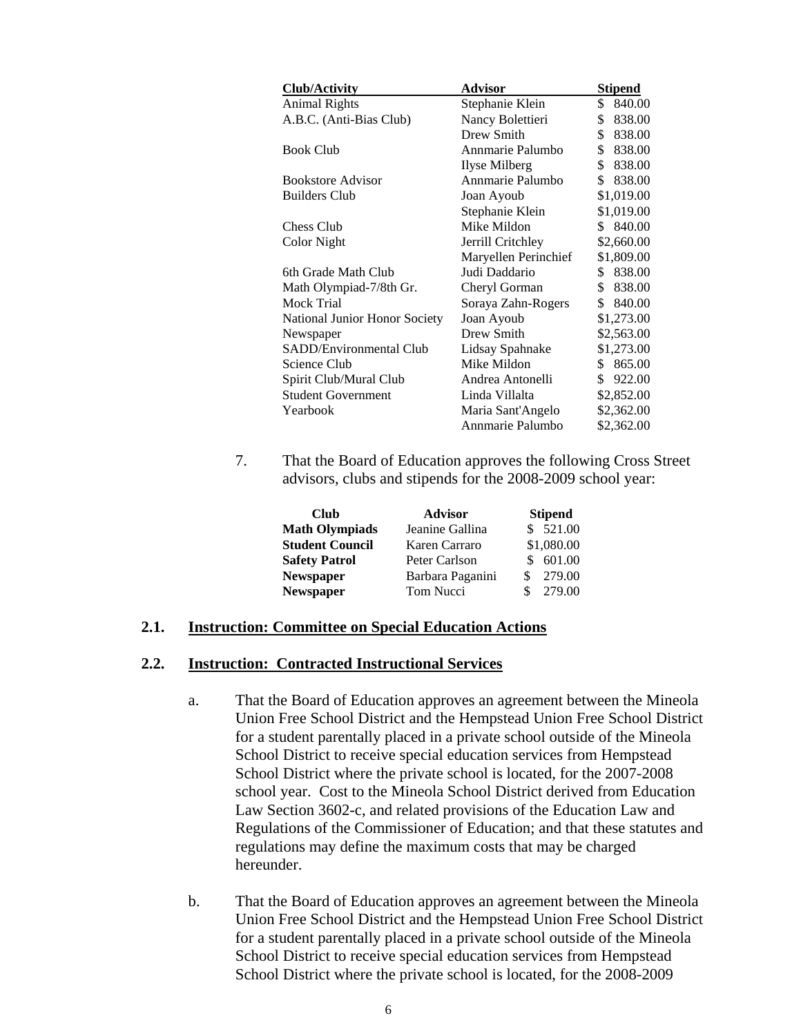| Club/Activity | Advisor | Stipend |
|---|---|---|
| Animal Rights | Stephanie Klein | $ 840.00 |
| A.B.C. (Anti-Bias Club) | Nancy Bolettieri | $ 838.00 |
| | Drew Smith | $ 838.00 |
| Book Club | Annmarie Palumbo | $ 838.00 |
| | Ilyse Milberg | $ 838.00 |
| Bookstore Advisor | Annmarie Palumbo | $ 838.00 |
| Builders Club | Joan Ayoub | $1,019.00 |
| | Stephanie Klein | $1,019.00 |
| Chess Club | Mike Mildon | $ 840.00 |
| Color Night | Jerrill Critchley | $2,660.00 |
| | Maryellen Perinchief | $1,809.00 |
| 6th Grade Math Club | Judi Daddario | $ 838.00 |
| Math Olympiad-7/8th Gr. | Cheryl Gorman | $ 838.00 |
| Mock Trial | Soraya Zahn-Rogers | $ 840.00 |
| National Junior Honor Society | Joan Ayoub | $1,273.00 |
| Newspaper | Drew Smith | $2,563.00 |
| SADD/Environmental Club | Lidsay Spahnake | $1,273.00 |
| Science Club | Mike Mildon | $ 865.00 |
| Spirit Club/Mural Club | Andrea Antonelli | $ 922.00 |
| Student Government | Linda Villalta | $2,852.00 |
| Yearbook | Maria Sant'Angelo | $2,362.00 |
| | Annmarie Palumbo | $2,362.00 |

7. That the Board of Education approves the following Cross Street advisors, clubs and stipends for the 2008-2009 school year:

| Club | Advisor | Stipend |
|---|---|---|
| **Math Olympiads** | Jeanine Gallina | $ 521.00 |
| **Student Council** | Karen Carraro | $1,080.00 |
| **Safety Patrol** | Peter Carlson | $ 601.00 |
| **Newspaper** | Barbara Paganini | $ 279.00 |
| **Newspaper** | Tom Nucci | $ 279.00 |

## 2.1. Instruction: Committee on Special Education Actions

## 2.2. Instruction: Contracted Instructional Services

a. That the Board of Education approves an agreement between the Mineola Union Free School District and the Hempstead Union Free School District for a student parentally placed in a private school outside of the Mineola School District to receive special education services from Hempstead School District where the private school is located, for the 2007-2008 school year. Cost to the Mineola School District derived from Education Law Section 3602-c, and related provisions of the Education Law and Regulations of the Commissioner of Education; and that these statutes and regulations may define the maximum costs that may be charged hereunder.

b. That the Board of Education approves an agreement between the Mineola Union Free School District and the Hempstead Union Free School District for a student parentally placed in a private school outside of the Mineola School District to receive special education services from Hempstead School District where the private school is located, for the 2008-2009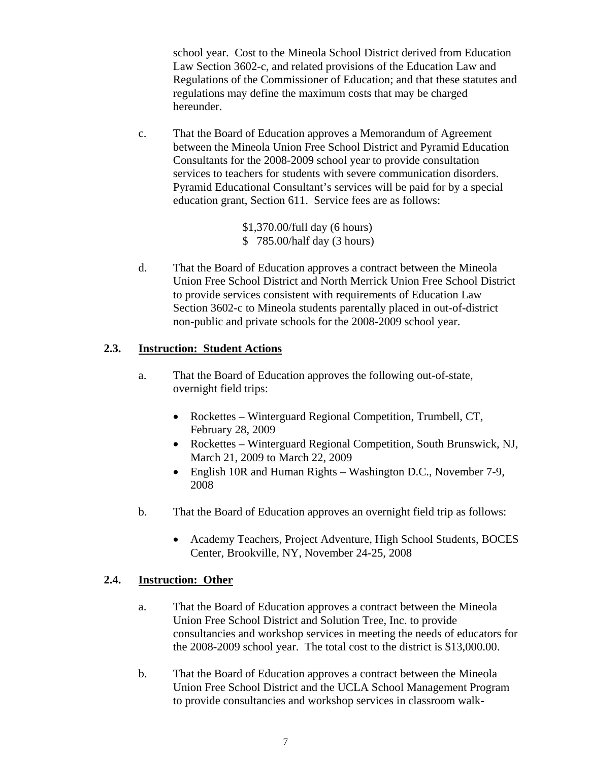school year. Cost to the Mineola School District derived from Education Law Section 3602-c, and related provisions of the Education Law and Regulations of the Commissioner of Education; and that these statutes and regulations may define the maximum costs that may be charged hereunder.

c. That the Board of Education approves a Memorandum of Agreement between the Mineola Union Free School District and Pyramid Education Consultants for the 2008-2009 school year to provide consultation services to teachers for students with severe communication disorders. Pyramid Educational Consultant's services will be paid for by a special education grant, Section 611. Service fees are as follows:

$1,370.00/full day (6 hours)
$ 785.00/half day (3 hours)

d. That the Board of Education approves a contract between the Mineola Union Free School District and North Merrick Union Free School District to provide services consistent with requirements of Education Law Section 3602-c to Mineola students parentally placed in out-of-district non-public and private schools for the 2008-2009 school year.

**2.3. Instruction: Student Actions**

a. That the Board of Education approves the following out-of-state, overnight field trips:

- Rockettes – Winterguard Regional Competition, Trumbell, CT, February 28, 2009
- Rockettes – Winterguard Regional Competition, South Brunswick, NJ, March 21, 2009 to March 22, 2009
- English 10R and Human Rights – Washington D.C., November 7-9, 2008

b. That the Board of Education approves an overnight field trip as follows:

- Academy Teachers, Project Adventure, High School Students, BOCES Center, Brookville, NY, November 24-25, 2008

**2.4. Instruction: Other**

a. That the Board of Education approves a contract between the Mineola Union Free School District and Solution Tree, Inc. to provide consultancies and workshop services in meeting the needs of educators for the 2008-2009 school year. The total cost to the district is $13,000.00.

b. That the Board of Education approves a contract between the Mineola Union Free School District and the UCLA School Management Program to provide consultancies and workshop services in classroom walk-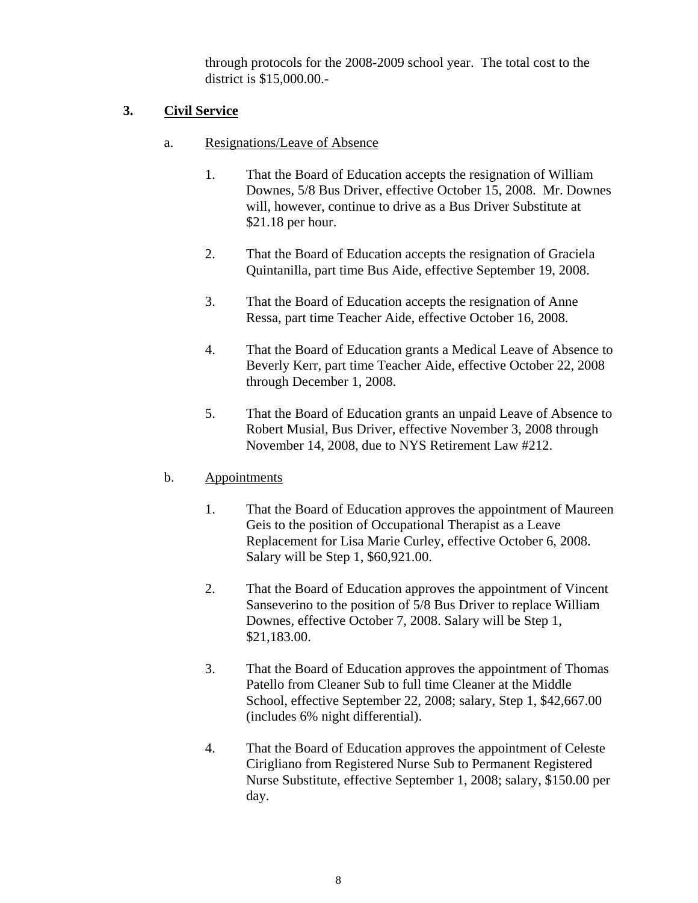through protocols for the 2008-2009 school year. The total cost to the district is $15,000.00.-

**3. Civil Service**

a. Resignations/Leave of Absence

1. That the Board of Education accepts the resignation of William Downes, 5/8 Bus Driver, effective October 15, 2008. Mr. Downes will, however, continue to drive as a Bus Driver Substitute at $21.18 per hour.

2. That the Board of Education accepts the resignation of Graciela Quintanilla, part time Bus Aide, effective September 19, 2008.

3. That the Board of Education accepts the resignation of Anne Ressa, part time Teacher Aide, effective October 16, 2008.

4. That the Board of Education grants a Medical Leave of Absence to Beverly Kerr, part time Teacher Aide, effective October 22, 2008 through December 1, 2008.

5. That the Board of Education grants an unpaid Leave of Absence to Robert Musial, Bus Driver, effective November 3, 2008 through November 14, 2008, due to NYS Retirement Law #212.

b. Appointments

1. That the Board of Education approves the appointment of Maureen Geis to the position of Occupational Therapist as a Leave Replacement for Lisa Marie Curley, effective October 6, 2008. Salary will be Step 1, $60,921.00.

2. That the Board of Education approves the appointment of Vincent Sanseverino to the position of 5/8 Bus Driver to replace William Downes, effective October 7, 2008. Salary will be Step 1, $21,183.00.

3. That the Board of Education approves the appointment of Thomas Patello from Cleaner Sub to full time Cleaner at the Middle School, effective September 22, 2008; salary, Step 1, $42,667.00 (includes 6% night differential).

4. That the Board of Education approves the appointment of Celeste Cirigliano from Registered Nurse Sub to Permanent Registered Nurse Substitute, effective September 1, 2008; salary, $150.00 per day.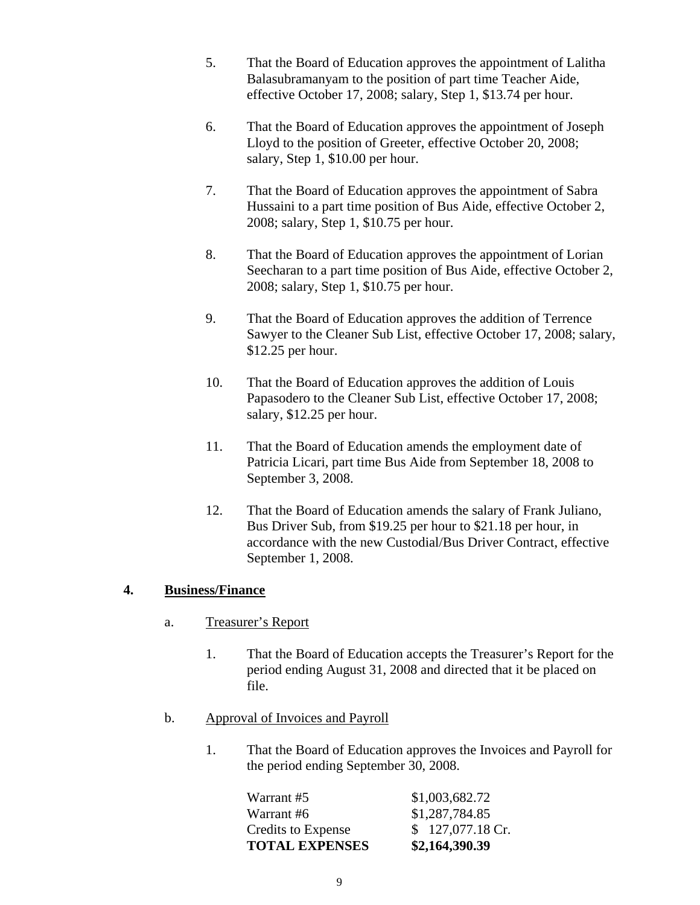5. That the Board of Education approves the appointment of Lalitha Balasubramanyam to the position of part time Teacher Aide, effective October 17, 2008; salary, Step 1, $13.74 per hour.

6. That the Board of Education approves the appointment of Joseph Lloyd to the position of Greeter, effective October 20, 2008; salary, Step 1, $10.00 per hour.

7. That the Board of Education approves the appointment of Sabra Hussaini to a part time position of Bus Aide, effective October 2, 2008; salary, Step 1, $10.75 per hour.

8. That the Board of Education approves the appointment of Lorian Seecharan to a part time position of Bus Aide, effective October 2, 2008; salary, Step 1, $10.75 per hour.

9. That the Board of Education approves the addition of Terrence Sawyer to the Cleaner Sub List, effective October 17, 2008; salary, $12.25 per hour.

10. That the Board of Education approves the addition of Louis Papasodero to the Cleaner Sub List, effective October 17, 2008; salary, $12.25 per hour.

11. That the Board of Education amends the employment date of Patricia Licari, part time Bus Aide from September 18, 2008 to September 3, 2008.

12. That the Board of Education amends the salary of Frank Juliano, Bus Driver Sub, from $19.25 per hour to $21.18 per hour, in accordance with the new Custodial/Bus Driver Contract, effective September 1, 2008.

## 4. Business/Finance

a. Treasurer's Report

1. That the Board of Education accepts the Treasurer's Report for the period ending August 31, 2008 and directed that it be placed on file.

b. Approval of Invoices and Payroll

1. That the Board of Education approves the Invoices and Payroll for the period ending September 30, 2008.

| | |
|---|---|
| Warrant #5 | $1,003,682.72 |
| Warrant #6 | $1,287,784.85 |
| Credits to Expense | $ 127,077.18 Cr. |
| **TOTAL EXPENSES** | **$2,164,390.39** |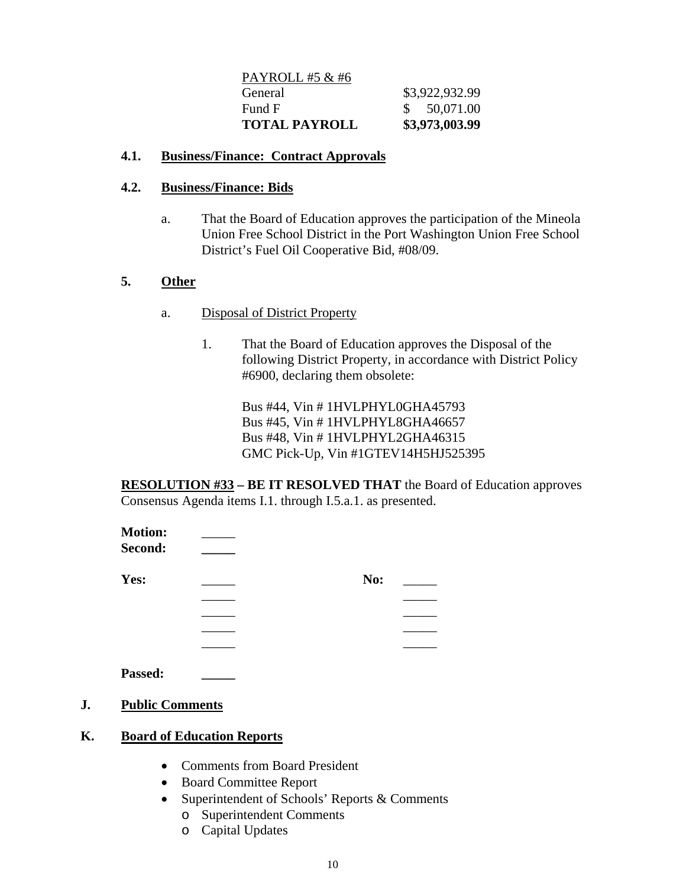| PAYROLL #5 & #6 | |
|---|---|
| General | $3,922,932.99 |
| Fund F | $ 50,071.00 |
| **TOTAL PAYROLL** | **$3,973,003.99** |

**4.1. Business/Finance: Contract Approvals**

**4.2. Business/Finance: Bids**

a. That the Board of Education approves the participation of the Mineola Union Free School District in the Port Washington Union Free School District's Fuel Oil Cooperative Bid, #08/09.

**5. Other**

a. Disposal of District Property

1. That the Board of Education approves the Disposal of the following District Property, in accordance with District Policy #6900, declaring them obsolete:

Bus #44, Vin # 1HVLPHYL0GHA45793
Bus #45, Vin # 1HVLPHYL8GHA46657
Bus #48, Vin # 1HVLPHYL2GHA46315
GMC Pick-Up, Vin #1GTEV14H5HJ525395

**RESOLUTION #33 – BE IT RESOLVED THAT** the Board of Education approves Consensus Agenda items I.1. through I.5.a.1. as presented.

**Motion:** _____
**Second:** _____

| **Yes:** | _____ | **No:** | _____ |
|---|---|---|---|
| | _____ | | _____ |
| | _____ | | _____ |
| | _____ | | _____ |
| | _____ | | _____ |

**Passed:** _____

## J. Public Comments

## K. Board of Education Reports

- Comments from Board President
- Board Committee Report
- Superintendent of Schools' Reports & Comments
  - Superintendent Comments
  - Capital Updates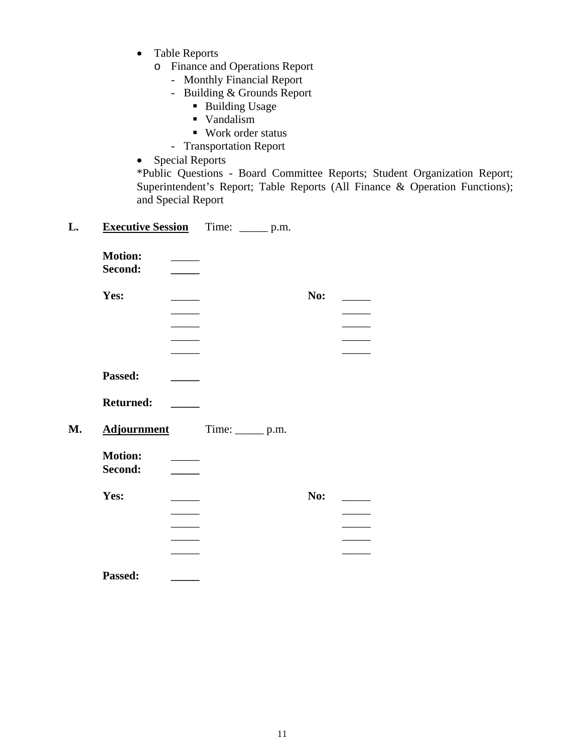- Table Reports
  - Finance and Operations Report
    - Monthly Financial Report
    - Building & Grounds Report
      - Building Usage
      - Vandalism
      - Work order status
    - Transportation Report
- Special Reports

  *Public Questions - Board Committee Reports; Student Organization Report; Superintendent's Report; Table Reports (All Finance & Operation Functions); and Special Report

**L.** **<u>Executive Session</u>** Time: _____ p.m.

**Motion:** _____
**Second:** _____

**Yes:** _____ **No:** _____
_____ _____
_____ _____
_____ _____
_____ _____

**Passed:** _____

**Returned:** _____

**M.** **<u>Adjournment</u>** Time: _____ p.m.

**Motion:** _____
**Second:** _____

**Yes:** _____ **No:** _____
_____ _____
_____ _____
_____ _____
_____ _____

**Passed:** _____